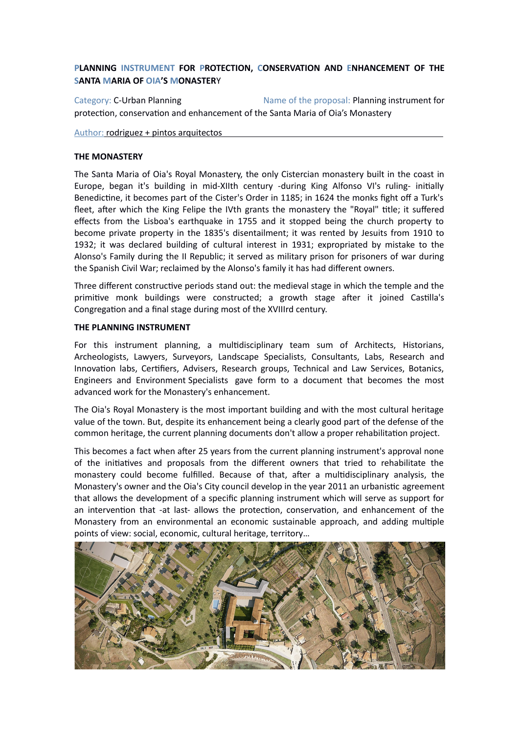**PLANNING INSTRUMENT FOR PROTECTION, CONSERVATION AND ENHANCEMENT OF THE SANTA MARIA OF OIA'S MONASTERY**

Category: C-Urban Planning

Name of the proposal: Planning instrument for protection, conservation and enhancement of the Santa Maria of Oia's Monastery

Author: rodriguez + pintos arquitectos

**THE MONASTERY**

The Santa Maria of Oia's Royal Monastery, the only Cistercian monastery built in the coast in Europe, began it's building in mid-XIIth century -during King Alfonso VI's ruling- initially Benedictine, it becomes part of the Cister's Order in 1185; in 1624 the monks fight off a Turk's fleet, after which the King Felipe the IVth grants the monastery the "Royal" title; it suffered effects from the Lisboa's earthquake in 1755 and it stopped being the church property to become private property in the 1835's disentailment; it was rented by Jesuits from 1910 to 1932; it was declared building of cultural interest in 1931; expropriated by mistake to the Alonso's Family during the II Republic; it served as military prison for prisoners of war during the Spanish Civil War; reclaimed by the Alonso's family it has had different owners.

Three different constructive periods stand out: the medieval stage in which the temple and the primitive monk buildings were constructed; a growth stage after it joined Castilla's Congregation and a final stage during most of the XVIIIrd century.

**THE PLANNING INSTRUMENT**

For this instrument planning, a multidisciplinary team sum of Architects, Historians, Archeologists, Lawyers, Surveyors, Landscape Specialists, Consultants, Labs, Research and Innovation labs, Certifiers, Advisers, Research groups, Technical and Law Services, Botanics, Engineers and Environment Specialists gave form to a document that becomes the most advanced work for the Monastery's enhancement.

The Oia's Royal Monastery is the most important building and with the most cultural heritage value of the town. But, despite its enhancement being a clearly good part of the defense of the common heritage, the current planning documents don't allow a proper rehabilitation project.

This becomes a fact when after 25 years from the current planning instrument's approval none of the initiatives and proposals from the different owners that tried to rehabilitate the monastery could become fulfilled. Because of that, after a multidisciplinary analysis, the Monastery's owner and the Oia's City council develop in the year 2011 an urbanistic agreement that allows the development of a specific planning instrument which will serve as support for an intervention that -at last- allows the protection, conservation, and enhancement of the Monastery from an environmental an economic sustainable approach, and adding multiple points of view: social, economic, cultural heritage, territory...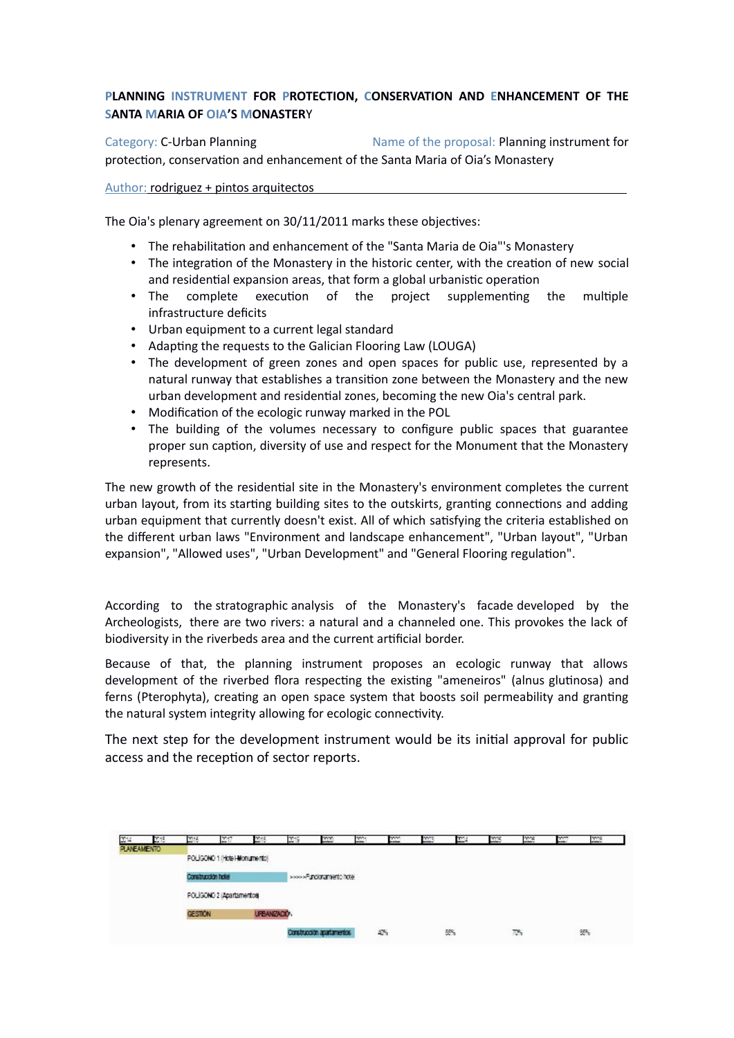**PLANNING INSTRUMENT FOR PROTECTION, CONSERVATION AND ENHANCEMENT OF THE SANTA MARIA OF OIA'S MONASTERY**

Category: C-Urban Planning Name of the proposal: Planning instrument for protection, conservation and enhancement of the Santa Maria of Oia's Monastery

Author: rodriguez + pintos arquitectos

The Oia's plenary agreement on 30/11/2011 marks these objectives:

- The rehabilitation and enhancement of the "Santa Maria de Oia"'s Monastery
- The integration of the Monastery in the historic center, with the creation of new social and residential expansion areas, that form a global urbanistic operation
- The complete execution of the project supplementing the multiple infrastructure deficits
- Urban equipment to a current legal standard
- Adapting the requests to the Galician Flooring Law (LOUGA)
- The development of green zones and open spaces for public use, represented by a natural runway that establishes a transition zone between the Monastery and the new urban development and residential zones, becoming the new Oia's central park.
- Modification of the ecologic runway marked in the POL
- The building of the volumes necessary to configure public spaces that guarantee proper sun caption, diversity of use and respect for the Monument that the Monastery represents.

The new growth of the residential site in the Monastery's environment completes the current urban layout, from its starting building sites to the outskirts, granting connections and adding urban equipment that currently doesn't exist. All of which satisfying the criteria established on the different urban laws "Environment and landscape enhancement", "Urban layout", "Urban expansion", "Allowed uses", "Urban Development" and "General Flooring regulation".

According to the stratographic analysis of the Monastery's facade developed by the Archeologists, there are two rivers: a natural and a channeled one. This provokes the lack of biodiversity in the riverbeds area and the current artificial border.

Because of that, the planning instrument proposes an ecologic runway that allows development of the riverbed flora respecting the existing "ameneiros" (alnus glutinosa) and ferns (Pterophyta), creating an open space system that boosts soil permeability and granting the natural system integrity allowing for ecologic connectivity.

The next step for the development instrument would be its initial approval for public access and the reception of sector reports.

| 2014 | 2015 | 2016 | 2017 | 2018 | 2019 | 2020 | 2021 | 2022 | 2023 | 2024 | 2025 | 2026 | 2027 | 2028 |
|---|---|---|---|---|---|---|---|---|---|---|---|---|---|---|
| PLANEAMENTO | | | | | | | | | | | | | | |
| | | POLIGONO 1 (Hotel-Monumento) | | | | | | | | | | | | |
| | | Construcción hotel | | | >>>>>Funcionamento hotel | | | | | | | | | |
| | | POLIGONO 2 (Apartamentos) | | | | | | | | | | | | |
| | | GESTION | | URBANIZACIÓN | | | | | | | | | | |
| | | | | | Construcción apartamentos | | | 40% | | 55% | | 70% | | 85% |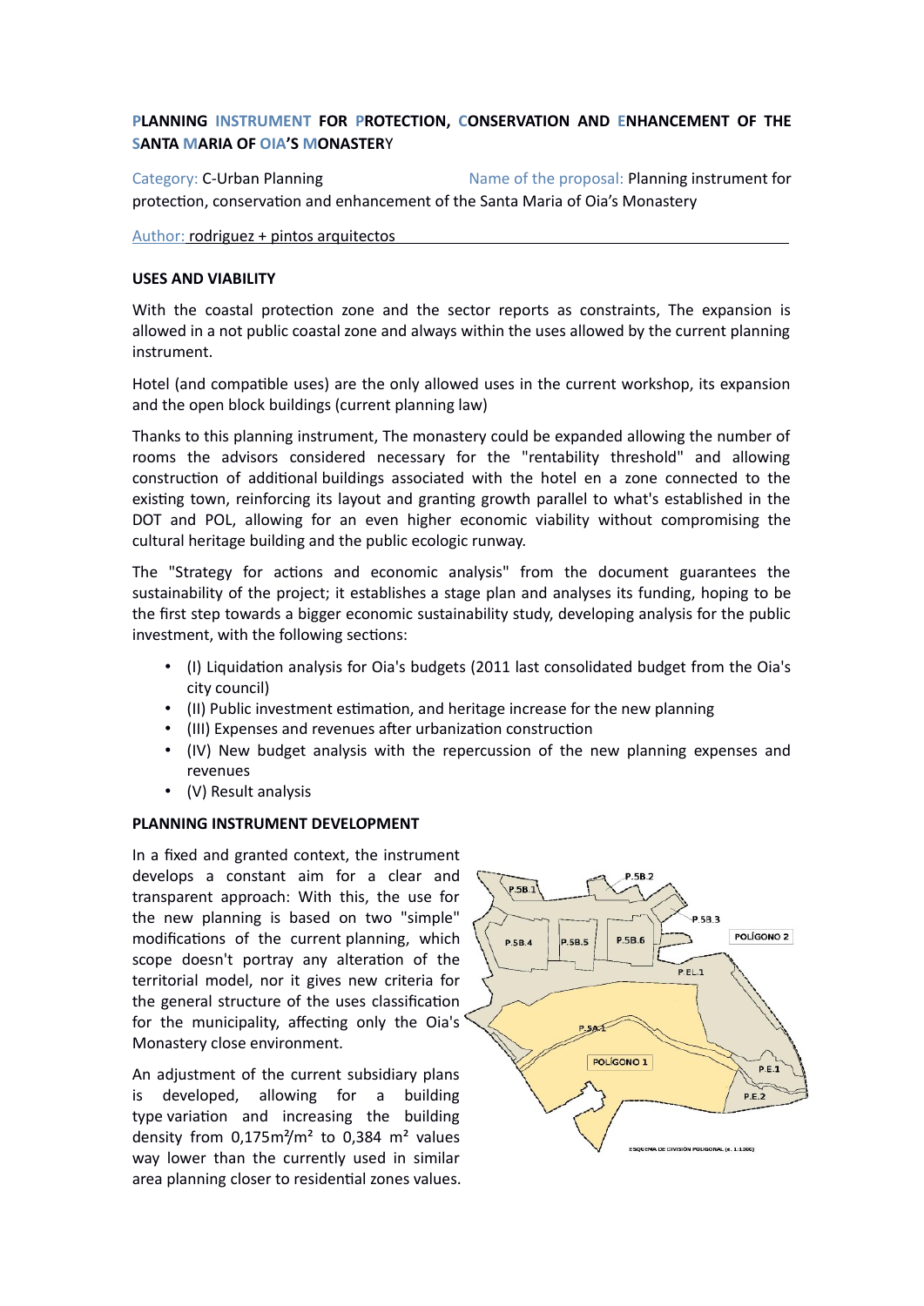**PLANNING INSTRUMENT FOR PROTECTION, CONSERVATION AND ENHANCEMENT OF THE SANTA MARIA OF OIA'S MONASTERY**

Category: C-Urban Planning Name of the proposal: Planning instrument for protection, conservation and enhancement of the Santa Maria of Oia's Monastery

Author: rodriguez + pintos arquitectos

**USES AND VIABILITY**

With the coastal protection zone and the sector reports as constraints, The expansion is allowed in a not public coastal zone and always within the uses allowed by the current planning instrument.

Hotel (and compatible uses) are the only allowed uses in the current workshop, its expansion and the open block buildings (current planning law)

Thanks to this planning instrument, The monastery could be expanded allowing the number of rooms the advisors considered necessary for the "rentability threshold" and allowing construction of additional buildings associated with the hotel en a zone connected to the existing town, reinforcing its layout and granting growth parallel to what's established in the DOT and POL, allowing for an even higher economic viability without compromising the cultural heritage building and the public ecologic runway.

The "Strategy for actions and economic analysis" from the document guarantees the sustainability of the project; it establishes a stage plan and analyses its funding, hoping to be the first step towards a bigger economic sustainability study, developing analysis for the public investment, with the following sections:

- (I) Liquidation analysis for Oia's budgets (2011 last consolidated budget from the Oia's city council)
- (II) Public investment estimation, and heritage increase for the new planning
- (III) Expenses and revenues after urbanization construction
- (IV) New budget analysis with the repercussion of the new planning expenses and revenues
- (V) Result analysis

**PLANNING INSTRUMENT DEVELOPMENT**

In a fixed and granted context, the instrument develops a constant aim for a clear and transparent approach: With this, the use for the new planning is based on two "simple" modifications of the current planning, which scope doesn't portray any alteration of the territorial model, nor it gives new criteria for the general structure of the uses classification for the municipality, affecting only the Oia's Monastery close environment.

An adjustment of the current subsidiary plans is developed, allowing for a building type variation and increasing the building density from 0,175m²/m² to 0,384 m² values way lower than the currently used in similar area planning closer to residential zones values.

P.5B.1
P.5B.2
P.5B.3
P.5B.4
P.5B.5
P.5B.6
POLÍGONO 2
P.EL.1
P.5A.1
POLÍGONO 1
P.E.1
P.E.2
ESQUEMA DE DIVISIÓN POLIGONAL (e. 1:1000)